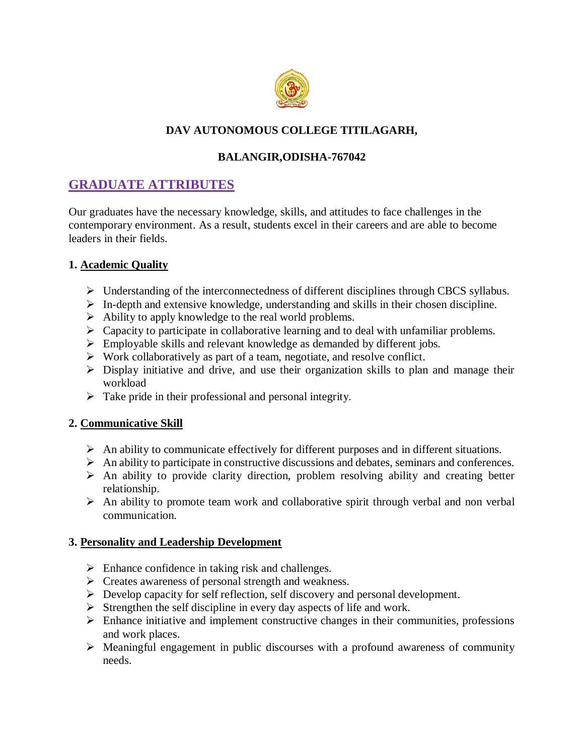**DAV AUTONOMOUS COLLEGE TITILAGARH,**

**BALANGIR,ODISHA-767042**

## GRADUATE ATTRIBUTES

Our graduates have the necessary knowledge, skills, and attitudes to face challenges in the contemporary environment. As a result, students excel in their careers and are able to become leaders in their fields.

### 1. Academic Quality

- Understanding of the interconnectedness of different disciplines through CBCS syllabus.
- In-depth and extensive knowledge, understanding and skills in their chosen discipline.
- Ability to apply knowledge to the real world problems.
- Capacity to participate in collaborative learning and to deal with unfamiliar problems.
- Employable skills and relevant knowledge as demanded by different jobs.
- Work collaboratively as part of a team, negotiate, and resolve conflict.
- Display initiative and drive, and use their organization skills to plan and manage their workload
- Take pride in their professional and personal integrity.

### 2. Communicative Skill

- An ability to communicate effectively for different purposes and in different situations.
- An ability to participate in constructive discussions and debates, seminars and conferences.
- An ability to provide clarity direction, problem resolving ability and creating better relationship.
- An ability to promote team work and collaborative spirit through verbal and non verbal communication.

### 3. Personality and Leadership Development

- Enhance confidence in taking risk and challenges.
- Creates awareness of personal strength and weakness.
- Develop capacity for self reflection, self discovery and personal development.
- Strengthen the self discipline in every day aspects of life and work.
- Enhance initiative and implement constructive changes in their communities, professions and work places.
- Meaningful engagement in public discourses with a profound awareness of community needs.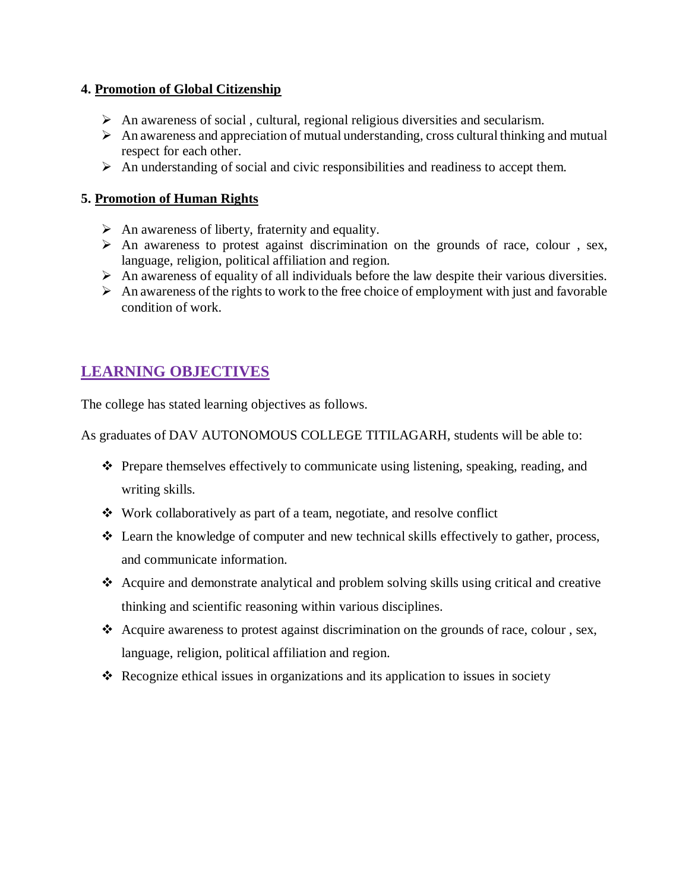**4. Promotion of Global Citizenship**

- An awareness of social , cultural, regional religious diversities and secularism.
- An awareness and appreciation of mutual understanding, cross cultural thinking and mutual respect for each other.
- An understanding of social and civic responsibilities and readiness to accept them.

**5. Promotion of Human Rights**

- An awareness of liberty, fraternity and equality.
- An awareness to protest against discrimination on the grounds of race, colour , sex, language, religion, political affiliation and region.
- An awareness of equality of all individuals before the law despite their various diversities.
- An awareness of the rights to work to the free choice of employment with just and favorable condition of work.

## LEARNING OBJECTIVES

The college has stated learning objectives as follows.

As graduates of DAV AUTONOMOUS COLLEGE TITILAGARH, students will be able to:

- Prepare themselves effectively to communicate using listening, speaking, reading, and writing skills.
- Work collaboratively as part of a team, negotiate, and resolve conflict
- Learn the knowledge of computer and new technical skills effectively to gather, process, and communicate information.
- Acquire and demonstrate analytical and problem solving skills using critical and creative thinking and scientific reasoning within various disciplines.
- Acquire awareness to protest against discrimination on the grounds of race, colour , sex, language, religion, political affiliation and region.
- Recognize ethical issues in organizations and its application to issues in society